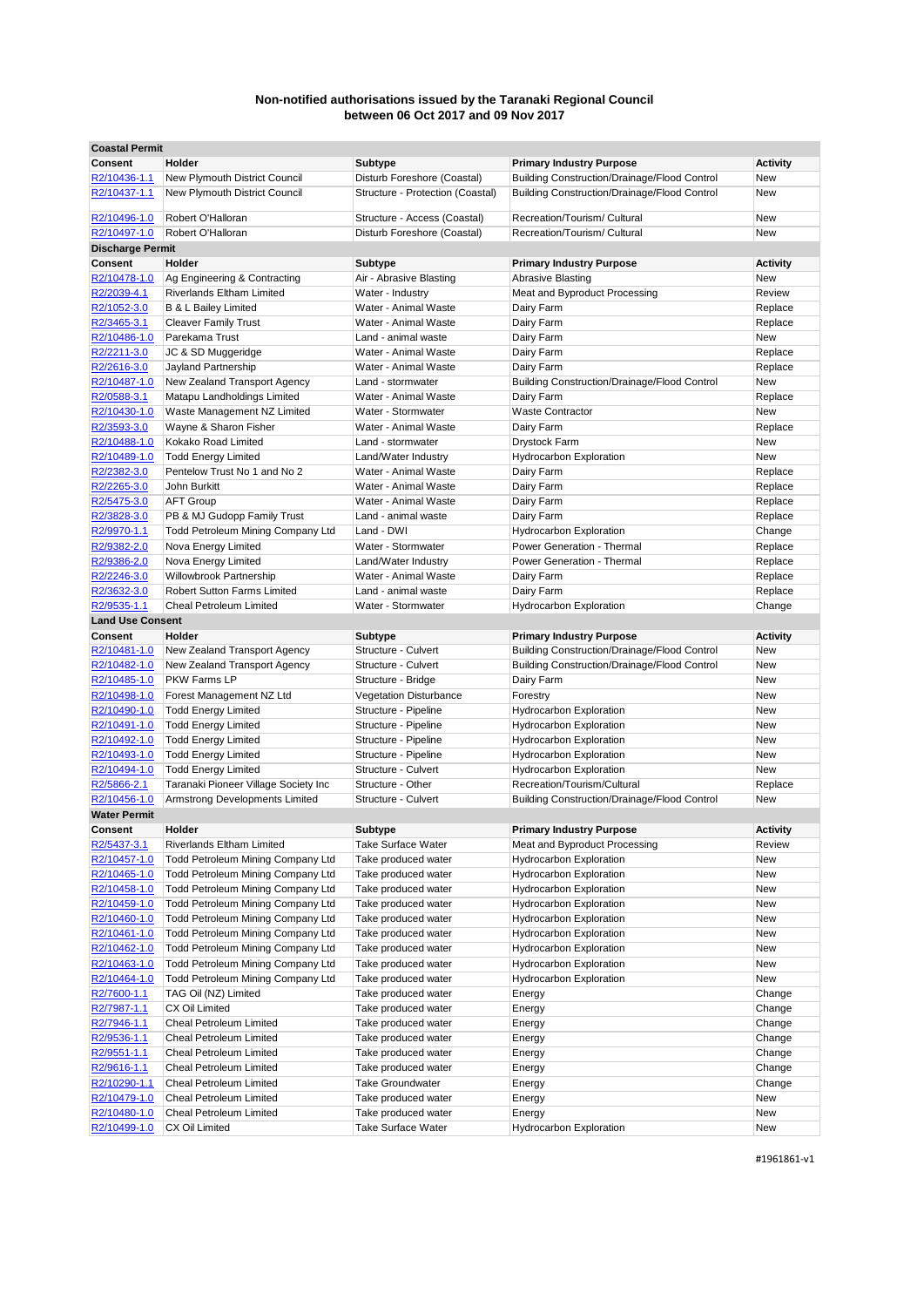**Non-notified authorisations issued by the Taranaki Regional Council between 06 Oct 2017 and 09 Nov 2017**

| Coastal Permit | | | | |
|---|---|---|---|---|
| **Consent** | **Holder** | **Subtype** | **Primary Industry Purpose** | **Activity** |
| R2/10436-1.1 | New Plymouth District Council | Disturb Foreshore (Coastal) | Building Construction/Drainage/Flood Control | New |
| R2/10437-1.1 | New Plymouth District Council | Structure - Protection (Coastal) | Building Construction/Drainage/Flood Control | New |
| R2/10496-1.0 | Robert O'Halloran | Structure - Access (Coastal) | Recreation/Tourism/ Cultural | New |
| R2/10497-1.0 | Robert O'Halloran | Disturb Foreshore (Coastal) | Recreation/Tourism/ Cultural | New |

| Discharge Permit | | | | |
|---|---|---|---|---|
| **Consent** | **Holder** | **Subtype** | **Primary Industry Purpose** | **Activity** |
| R2/10478-1.0 | Ag Engineering & Contracting | Air - Abrasive Blasting | Abrasive Blasting | New |
| R2/2039-4.1 | Riverlands Eltham Limited | Water - Industry | Meat and Byproduct Processing | Review |
| R2/1052-3.0 | B & L Bailey Limited | Water - Animal Waste | Dairy Farm | Replace |
| R2/3465-3.1 | Cleaver Family Trust | Water - Animal Waste | Dairy Farm | Replace |
| R2/10486-1.0 | Parekama Trust | Land - animal waste | Dairy Farm | New |
| R2/2211-3.0 | JC & SD Muggeridge | Water - Animal Waste | Dairy Farm | Replace |
| R2/2616-3.0 | Jayland Partnership | Water - Animal Waste | Dairy Farm | Replace |
| R2/10487-1.0 | New Zealand Transport Agency | Land - stormwater | Building Construction/Drainage/Flood Control | New |
| R2/0588-3.1 | Matapu Landholdings Limited | Water - Animal Waste | Dairy Farm | Replace |
| R2/10430-1.0 | Waste Management NZ Limited | Water - Stormwater | Waste Contractor | New |
| R2/3593-3.0 | Wayne & Sharon Fisher | Water - Animal Waste | Dairy Farm | Replace |
| R2/10488-1.0 | Kokako Road Limited | Land - stormwater | Drystock Farm | New |
| R2/10489-1.0 | Todd Energy Limited | Land/Water Industry | Hydrocarbon Exploration | New |
| R2/2382-3.0 | Pentelow Trust No 1 and No 2 | Water - Animal Waste | Dairy Farm | Replace |
| R2/2265-3.0 | John Burkitt | Water - Animal Waste | Dairy Farm | Replace |
| R2/5475-3.0 | AFT Group | Water - Animal Waste | Dairy Farm | Replace |
| R2/3828-3.0 | PB & MJ Gudopp Family Trust | Land - animal waste | Dairy Farm | Replace |
| R2/9970-1.1 | Todd Petroleum Mining Company Ltd | Land - DWI | Hydrocarbon Exploration | Change |
| R2/9382-2.0 | Nova Energy Limited | Water - Stormwater | Power Generation - Thermal | Replace |
| R2/9386-2.0 | Nova Energy Limited | Land/Water Industry | Power Generation - Thermal | Replace |
| R2/2246-3.0 | Willowbrook Partnership | Water - Animal Waste | Dairy Farm | Replace |
| R2/3632-3.0 | Robert Sutton Farms Limited | Land - animal waste | Dairy Farm | Replace |
| R2/9535-1.1 | Cheal Petroleum Limited | Water - Stormwater | Hydrocarbon Exploration | Change |

| Land Use Consent | | | | |
|---|---|---|---|---|
| **Consent** | **Holder** | **Subtype** | **Primary Industry Purpose** | **Activity** |
| R2/10481-1.0 | New Zealand Transport Agency | Structure - Culvert | Building Construction/Drainage/Flood Control | New |
| R2/10482-1.0 | New Zealand Transport Agency | Structure - Culvert | Building Construction/Drainage/Flood Control | New |
| R2/10485-1.0 | PKW Farms LP | Structure - Bridge | Dairy Farm | New |
| R2/10498-1.0 | Forest Management NZ Ltd | Vegetation Disturbance | Forestry | New |
| R2/10490-1.0 | Todd Energy Limited | Structure - Pipeline | Hydrocarbon Exploration | New |
| R2/10491-1.0 | Todd Energy Limited | Structure - Pipeline | Hydrocarbon Exploration | New |
| R2/10492-1.0 | Todd Energy Limited | Structure - Pipeline | Hydrocarbon Exploration | New |
| R2/10493-1.0 | Todd Energy Limited | Structure - Pipeline | Hydrocarbon Exploration | New |
| R2/10494-1.0 | Todd Energy Limited | Structure - Culvert | Hydrocarbon Exploration | New |
| R2/5866-2.1 | Taranaki Pioneer Village Society Inc | Structure - Other | Recreation/Tourism/Cultural | Replace |
| R2/10456-1.0 | Armstrong Developments Limited | Structure - Culvert | Building Construction/Drainage/Flood Control | New |

| Water Permit | | | | |
|---|---|---|---|---|
| **Consent** | **Holder** | **Subtype** | **Primary Industry Purpose** | **Activity** |
| R2/5437-3.1 | Riverlands Eltham Limited | Take Surface Water | Meat and Byproduct Processing | Review |
| R2/10457-1.0 | Todd Petroleum Mining Company Ltd | Take produced water | Hydrocarbon Exploration | New |
| R2/10465-1.0 | Todd Petroleum Mining Company Ltd | Take produced water | Hydrocarbon Exploration | New |
| R2/10458-1.0 | Todd Petroleum Mining Company Ltd | Take produced water | Hydrocarbon Exploration | New |
| R2/10459-1.0 | Todd Petroleum Mining Company Ltd | Take produced water | Hydrocarbon Exploration | New |
| R2/10460-1.0 | Todd Petroleum Mining Company Ltd | Take produced water | Hydrocarbon Exploration | New |
| R2/10461-1.0 | Todd Petroleum Mining Company Ltd | Take produced water | Hydrocarbon Exploration | New |
| R2/10462-1.0 | Todd Petroleum Mining Company Ltd | Take produced water | Hydrocarbon Exploration | New |
| R2/10463-1.0 | Todd Petroleum Mining Company Ltd | Take produced water | Hydrocarbon Exploration | New |
| R2/10464-1.0 | Todd Petroleum Mining Company Ltd | Take produced water | Hydrocarbon Exploration | New |
| R2/7600-1.1 | TAG Oil (NZ) Limited | Take produced water | Energy | Change |
| R2/7987-1.1 | CX Oil Limited | Take produced water | Energy | Change |
| R2/7946-1.1 | Cheal Petroleum Limited | Take produced water | Energy | Change |
| R2/9536-1.1 | Cheal Petroleum Limited | Take produced water | Energy | Change |
| R2/9551-1.1 | Cheal Petroleum Limited | Take produced water | Energy | Change |
| R2/9616-1.1 | Cheal Petroleum Limited | Take produced water | Energy | Change |
| R2/10290-1.1 | Cheal Petroleum Limited | Take Groundwater | Energy | Change |
| R2/10479-1.0 | Cheal Petroleum Limited | Take produced water | Energy | New |
| R2/10480-1.0 | Cheal Petroleum Limited | Take produced water | Energy | New |
| R2/10499-1.0 | CX Oil Limited | Take Surface Water | Hydrocarbon Exploration | New |

#1961861-v1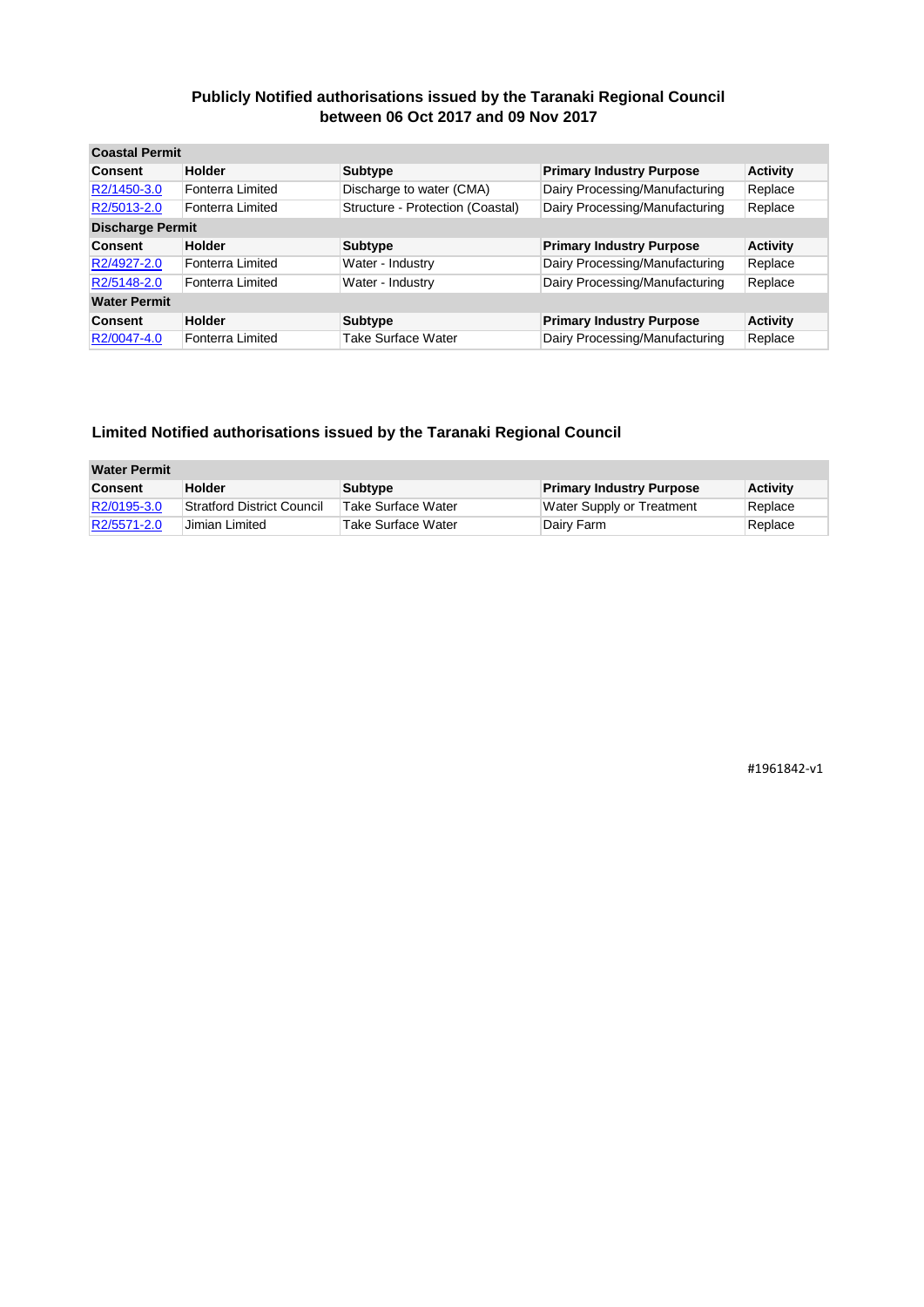## Publicly Notified authorisations issued by the Taranaki Regional Council between 06 Oct 2017 and 09 Nov 2017

| **Coastal Permit** | | | | |
|---|---|---|---|---|
| **Consent** | **Holder** | **Subtype** | **Primary Industry Purpose** | **Activity** |
| R2/1450-3.0 | Fonterra Limited | Discharge to water (CMA) | Dairy Processing/Manufacturing | Replace |
| R2/5013-2.0 | Fonterra Limited | Structure - Protection (Coastal) | Dairy Processing/Manufacturing | Replace |
| **Discharge Permit** | | | | |
| **Consent** | **Holder** | **Subtype** | **Primary Industry Purpose** | **Activity** |
| R2/4927-2.0 | Fonterra Limited | Water - Industry | Dairy Processing/Manufacturing | Replace |
| R2/5148-2.0 | Fonterra Limited | Water - Industry | Dairy Processing/Manufacturing | Replace |
| **Water Permit** | | | | |
| **Consent** | **Holder** | **Subtype** | **Primary Industry Purpose** | **Activity** |
| R2/0047-4.0 | Fonterra Limited | Take Surface Water | Dairy Processing/Manufacturing | Replace |

## Limited Notified authorisations issued by the Taranaki Regional Council

| **Water Permit** | | | | |
|---|---|---|---|---|
| **Consent** | **Holder** | **Subtype** | **Primary Industry Purpose** | **Activity** |
| R2/0195-3.0 | Stratford District Council | Take Surface Water | Water Supply or Treatment | Replace |
| R2/5571-2.0 | Jimian Limited | Take Surface Water | Dairy Farm | Replace |

#1961842-v1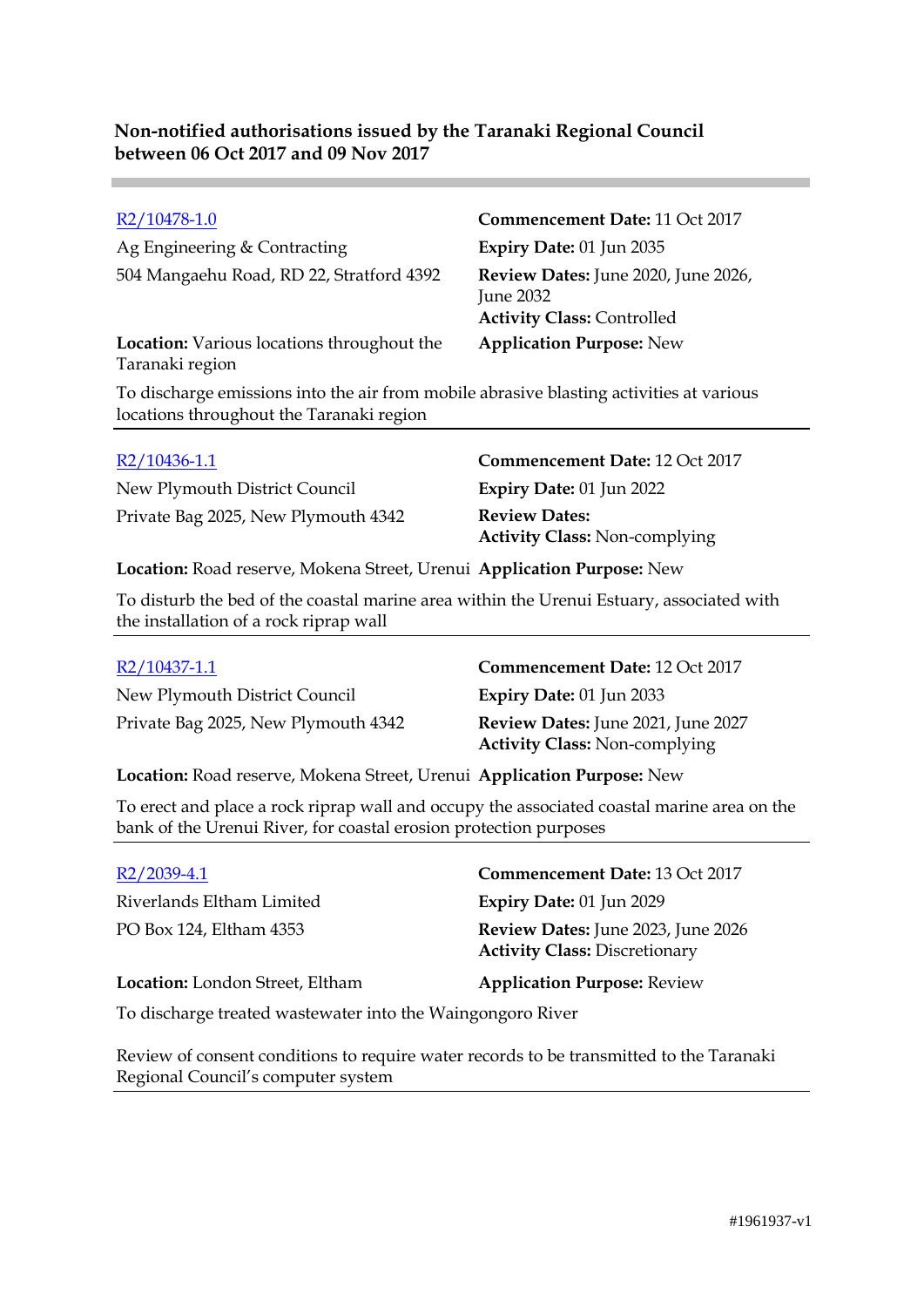**Non-notified authorisations issued by the Taranaki Regional Council between 06 Oct 2017 and 09 Nov 2017**

---

[R2/10478-1.0]

Ag Engineering & Contracting

504 Mangaehu Road, RD 22, Stratford 4392

**Location:** Various locations throughout the Taranaki region

**Commencement Date:** 11 Oct 2017

**Expiry Date:** 01 Jun 2035

**Review Dates:** June 2020, June 2026, June 2032

**Activity Class:** Controlled

**Application Purpose:** New

To discharge emissions into the air from mobile abrasive blasting activities at various locations throughout the Taranaki region

---

[R2/10436-1.1]

New Plymouth District Council

Private Bag 2025, New Plymouth 4342

**Location:** Road reserve, Mokena Street, Urenui

**Commencement Date:** 12 Oct 2017

**Expiry Date:** 01 Jun 2022

**Review Dates:**

**Activity Class:** Non-complying

**Application Purpose:** New

To disturb the bed of the coastal marine area within the Urenui Estuary, associated with the installation of a rock riprap wall

---

[R2/10437-1.1]

New Plymouth District Council

Private Bag 2025, New Plymouth 4342

**Location:** Road reserve, Mokena Street, Urenui

**Commencement Date:** 12 Oct 2017

**Expiry Date:** 01 Jun 2033

**Review Dates:** June 2021, June 2027

**Activity Class:** Non-complying

**Application Purpose:** New

To erect and place a rock riprap wall and occupy the associated coastal marine area on the bank of the Urenui River, for coastal erosion protection purposes

---

[R2/2039-4.1]

Riverlands Eltham Limited

PO Box 124, Eltham 4353

**Location:** London Street, Eltham

**Commencement Date:** 13 Oct 2017

**Expiry Date:** 01 Jun 2029

**Review Dates:** June 2023, June 2026

**Activity Class:** Discretionary

**Application Purpose:** Review

To discharge treated wastewater into the Waingongoro River

Review of consent conditions to require water records to be transmitted to the Taranaki Regional Council's computer system

---

#1961937-v1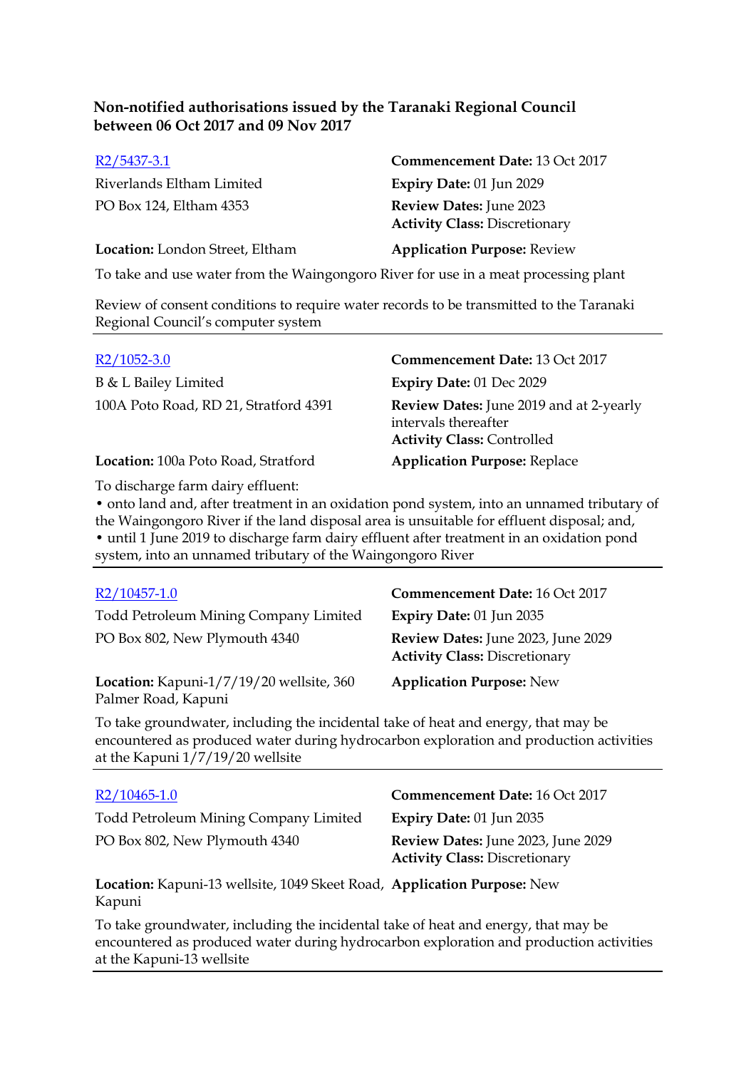**Non-notified authorisations issued by the Taranaki Regional Council between 06 Oct 2017 and 09 Nov 2017**

[R2/5437-3.1]

Riverlands Eltham Limited
PO Box 124, Eltham 4353

**Commencement Date:** 13 Oct 2017
**Expiry Date:** 01 Jun 2029
**Review Dates:** June 2023
**Activity Class:** Discretionary

**Location:** London Street, Eltham
**Application Purpose:** Review

To take and use water from the Waingongoro River for use in a meat processing plant

Review of consent conditions to require water records to be transmitted to the Taranaki Regional Council's computer system

---

[R2/1052-3.0]

B & L Bailey Limited
100A Poto Road, RD 21, Stratford 4391

**Commencement Date:** 13 Oct 2017
**Expiry Date:** 01 Dec 2029
**Review Dates:** June 2019 and at 2-yearly intervals thereafter
**Activity Class:** Controlled

**Location:** 100a Poto Road, Stratford
**Application Purpose:** Replace

To discharge farm dairy effluent:
- onto land and, after treatment in an oxidation pond system, into an unnamed tributary of the Waingongoro River if the land disposal area is unsuitable for effluent disposal; and,
- until 1 June 2019 to discharge farm dairy effluent after treatment in an oxidation pond system, into an unnamed tributary of the Waingongoro River

---

[R2/10457-1.0]

Todd Petroleum Mining Company Limited
PO Box 802, New Plymouth 4340

**Commencement Date:** 16 Oct 2017
**Expiry Date:** 01 Jun 2035
**Review Dates:** June 2023, June 2029
**Activity Class:** Discretionary

**Location:** Kapuni-1/7/19/20 wellsite, 360 Palmer Road, Kapuni
**Application Purpose:** New

To take groundwater, including the incidental take of heat and energy, that may be encountered as produced water during hydrocarbon exploration and production activities at the Kapuni 1/7/19/20 wellsite

---

[R2/10465-1.0]

Todd Petroleum Mining Company Limited
PO Box 802, New Plymouth 4340

**Commencement Date:** 16 Oct 2017
**Expiry Date:** 01 Jun 2035
**Review Dates:** June 2023, June 2029
**Activity Class:** Discretionary

**Location:** Kapuni-13 wellsite, 1049 Skeet Road, Kapuni
**Application Purpose:** New

To take groundwater, including the incidental take of heat and energy, that may be encountered as produced water during hydrocarbon exploration and production activities at the Kapuni-13 wellsite

---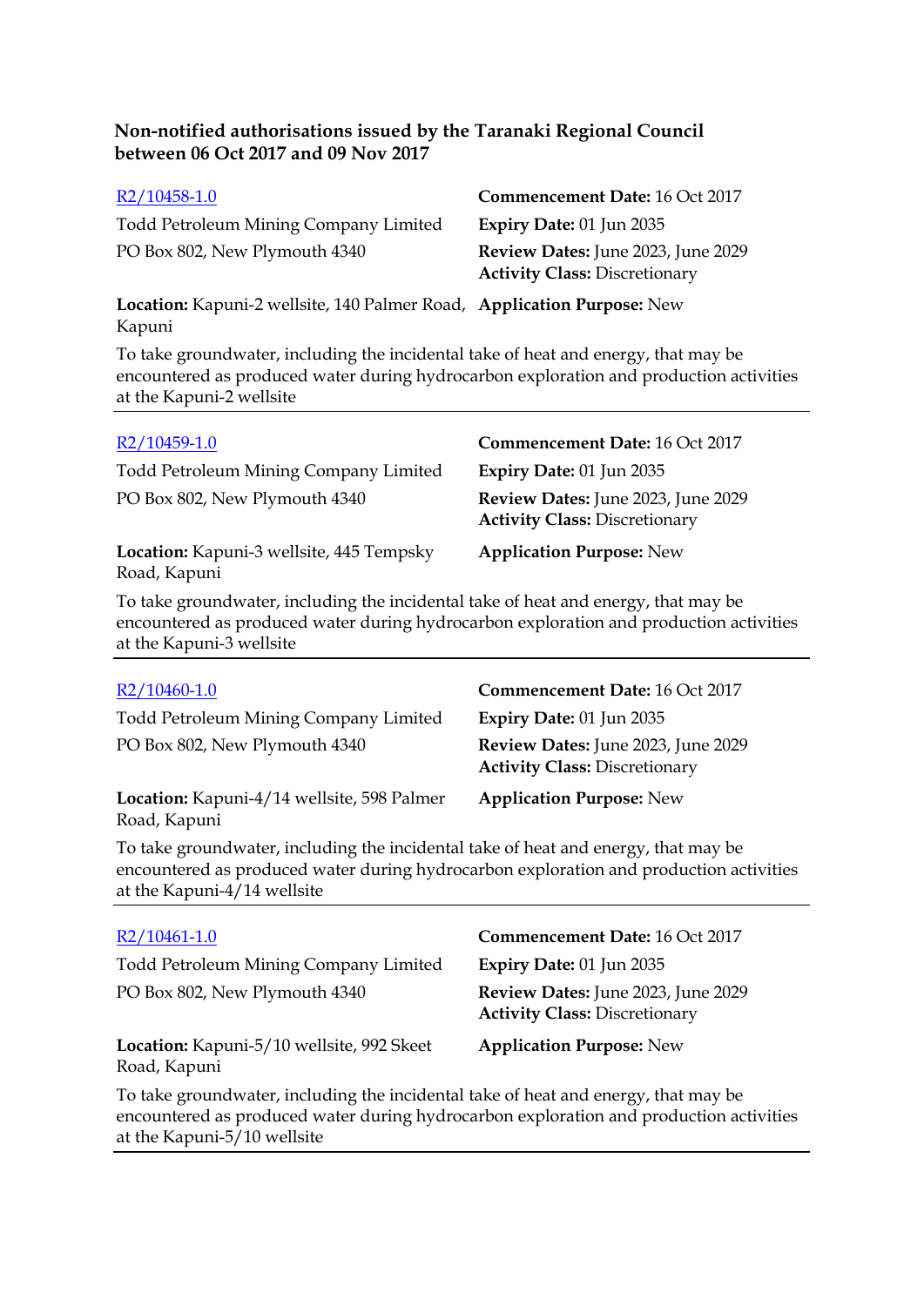**Non-notified authorisations issued by the Taranaki Regional Council between 06 Oct 2017 and 09 Nov 2017**

[R2/10458-1.0]

Todd Petroleum Mining Company Limited
PO Box 802, New Plymouth 4340

**Commencement Date:** 16 Oct 2017
**Expiry Date:** 01 Jun 2035
**Review Dates:** June 2023, June 2029
**Activity Class:** Discretionary

**Location:** Kapuni-2 wellsite, 140 Palmer Road, Kapuni
**Application Purpose:** New

To take groundwater, including the incidental take of heat and energy, that may be encountered as produced water during hydrocarbon exploration and production activities at the Kapuni-2 wellsite

---

[R2/10459-1.0]

Todd Petroleum Mining Company Limited
PO Box 802, New Plymouth 4340

**Commencement Date:** 16 Oct 2017
**Expiry Date:** 01 Jun 2035
**Review Dates:** June 2023, June 2029
**Activity Class:** Discretionary

**Location:** Kapuni-3 wellsite, 445 Tempsky Road, Kapuni
**Application Purpose:** New

To take groundwater, including the incidental take of heat and energy, that may be encountered as produced water during hydrocarbon exploration and production activities at the Kapuni-3 wellsite

---

[R2/10460-1.0]

Todd Petroleum Mining Company Limited
PO Box 802, New Plymouth 4340

**Commencement Date:** 16 Oct 2017
**Expiry Date:** 01 Jun 2035
**Review Dates:** June 2023, June 2029
**Activity Class:** Discretionary

**Location:** Kapuni-4/14 wellsite, 598 Palmer Road, Kapuni
**Application Purpose:** New

To take groundwater, including the incidental take of heat and energy, that may be encountered as produced water during hydrocarbon exploration and production activities at the Kapuni-4/14 wellsite

---

[R2/10461-1.0]

Todd Petroleum Mining Company Limited
PO Box 802, New Plymouth 4340

**Commencement Date:** 16 Oct 2017
**Expiry Date:** 01 Jun 2035
**Review Dates:** June 2023, June 2029
**Activity Class:** Discretionary

**Location:** Kapuni-5/10 wellsite, 992 Skeet Road, Kapuni
**Application Purpose:** New

To take groundwater, including the incidental take of heat and energy, that may be encountered as produced water during hydrocarbon exploration and production activities at the Kapuni-5/10 wellsite

---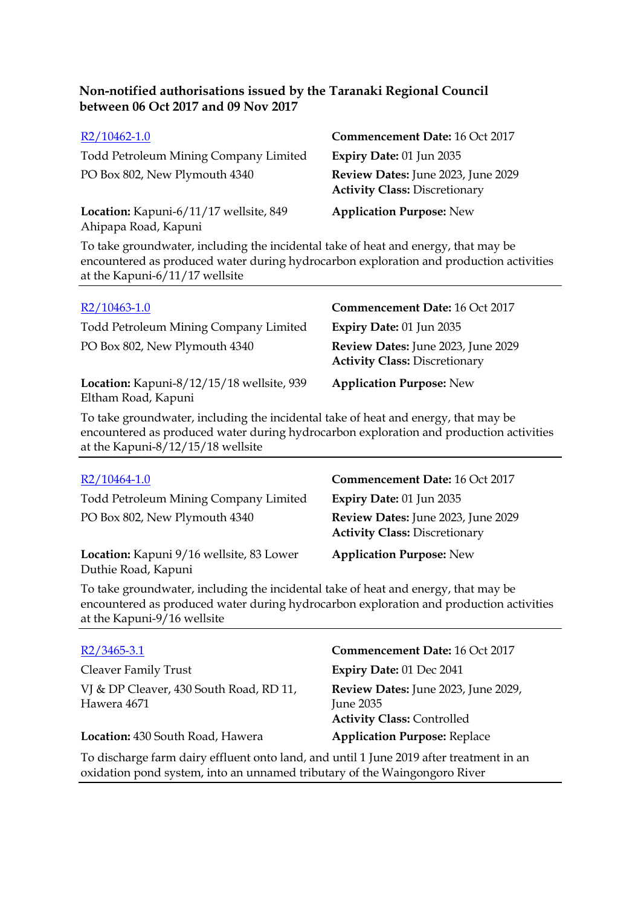**Non-notified authorisations issued by the Taranaki Regional Council between 06 Oct 2017 and 09 Nov 2017**

[R2/10462-1.0]

Todd Petroleum Mining Company Limited
PO Box 802, New Plymouth 4340

**Commencement Date:** 16 Oct 2017
**Expiry Date:** 01 Jun 2035
**Review Dates:** June 2023, June 2029
**Activity Class:** Discretionary

**Location:** Kapuni-6/11/17 wellsite, 849 Ahipapa Road, Kapuni

**Application Purpose:** New

To take groundwater, including the incidental take of heat and energy, that may be encountered as produced water during hydrocarbon exploration and production activities at the Kapuni-6/11/17 wellsite

---

[R2/10463-1.0]

Todd Petroleum Mining Company Limited
PO Box 802, New Plymouth 4340

**Commencement Date:** 16 Oct 2017
**Expiry Date:** 01 Jun 2035
**Review Dates:** June 2023, June 2029
**Activity Class:** Discretionary

**Location:** Kapuni-8/12/15/18 wellsite, 939 Eltham Road, Kapuni

**Application Purpose:** New

To take groundwater, including the incidental take of heat and energy, that may be encountered as produced water during hydrocarbon exploration and production activities at the Kapuni-8/12/15/18 wellsite

---

[R2/10464-1.0]

Todd Petroleum Mining Company Limited
PO Box 802, New Plymouth 4340

**Commencement Date:** 16 Oct 2017
**Expiry Date:** 01 Jun 2035
**Review Dates:** June 2023, June 2029
**Activity Class:** Discretionary

**Location:** Kapuni 9/16 wellsite, 83 Lower Duthie Road, Kapuni

**Application Purpose:** New

To take groundwater, including the incidental take of heat and energy, that may be encountered as produced water during hydrocarbon exploration and production activities at the Kapuni-9/16 wellsite

---

[R2/3465-3.1]

Cleaver Family Trust
VJ & DP Cleaver, 430 South Road, RD 11, Hawera 4671

**Commencement Date:** 16 Oct 2017
**Expiry Date:** 01 Dec 2041
**Review Dates:** June 2023, June 2029, June 2035
**Activity Class:** Controlled

**Location:** 430 South Road, Hawera

**Application Purpose:** Replace

To discharge farm dairy effluent onto land, and until 1 June 2019 after treatment in an oxidation pond system, into an unnamed tributary of the Waingongoro River

---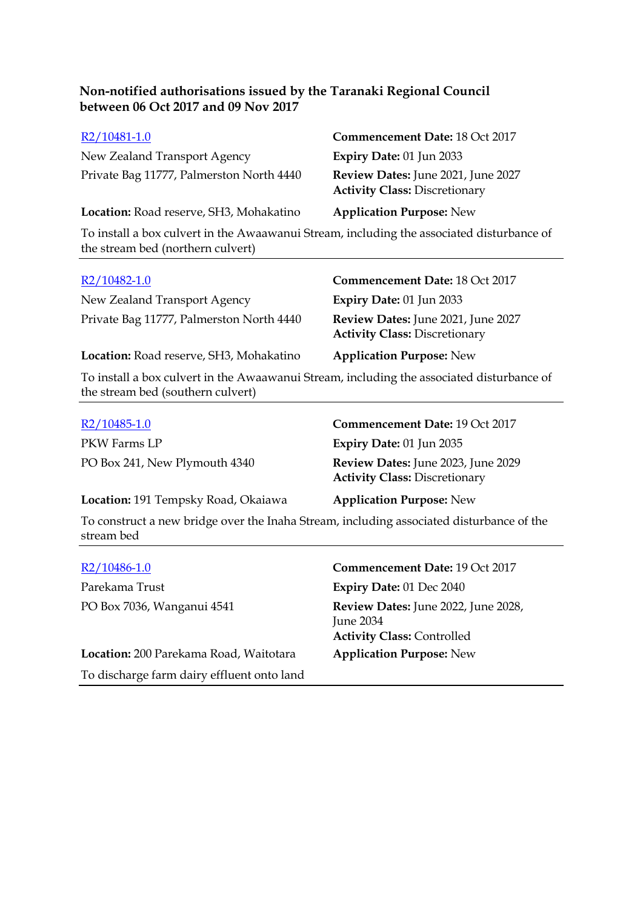### Non-notified authorisations issued by the Taranaki Regional Council between 06 Oct 2017 and 09 Nov 2017

R2/10481-1.0

New Zealand Transport Agency

Private Bag 11777, Palmerston North 4440

**Commencement Date:** 18 Oct 2017

**Expiry Date:** 01 Jun 2033

**Review Dates:** June 2021, June 2027

**Activity Class:** Discretionary

**Location:** Road reserve, SH3, Mohakatino

**Application Purpose:** New

To install a box culvert in the Awaawanui Stream, including the associated disturbance of the stream bed (northern culvert)

---

R2/10482-1.0

New Zealand Transport Agency

Private Bag 11777, Palmerston North 4440

**Commencement Date:** 18 Oct 2017

**Expiry Date:** 01 Jun 2033

**Review Dates:** June 2021, June 2027

**Activity Class:** Discretionary

**Location:** Road reserve, SH3, Mohakatino

**Application Purpose:** New

To install a box culvert in the Awaawanui Stream, including the associated disturbance of the stream bed (southern culvert)

---

R2/10485-1.0

PKW Farms LP

PO Box 241, New Plymouth 4340

**Commencement Date:** 19 Oct 2017

**Expiry Date:** 01 Jun 2035

**Review Dates:** June 2023, June 2029

**Activity Class:** Discretionary

**Location:** 191 Tempsky Road, Okaiawa

**Application Purpose:** New

To construct a new bridge over the Inaha Stream, including associated disturbance of the stream bed

---

R2/10486-1.0

Parekama Trust

PO Box 7036, Wanganui 4541

**Commencement Date:** 19 Oct 2017

**Expiry Date:** 01 Dec 2040

**Review Dates:** June 2022, June 2028, June 2034

**Activity Class:** Controlled

**Location:** 200 Parekama Road, Waitotara

**Application Purpose:** New

To discharge farm dairy effluent onto land

---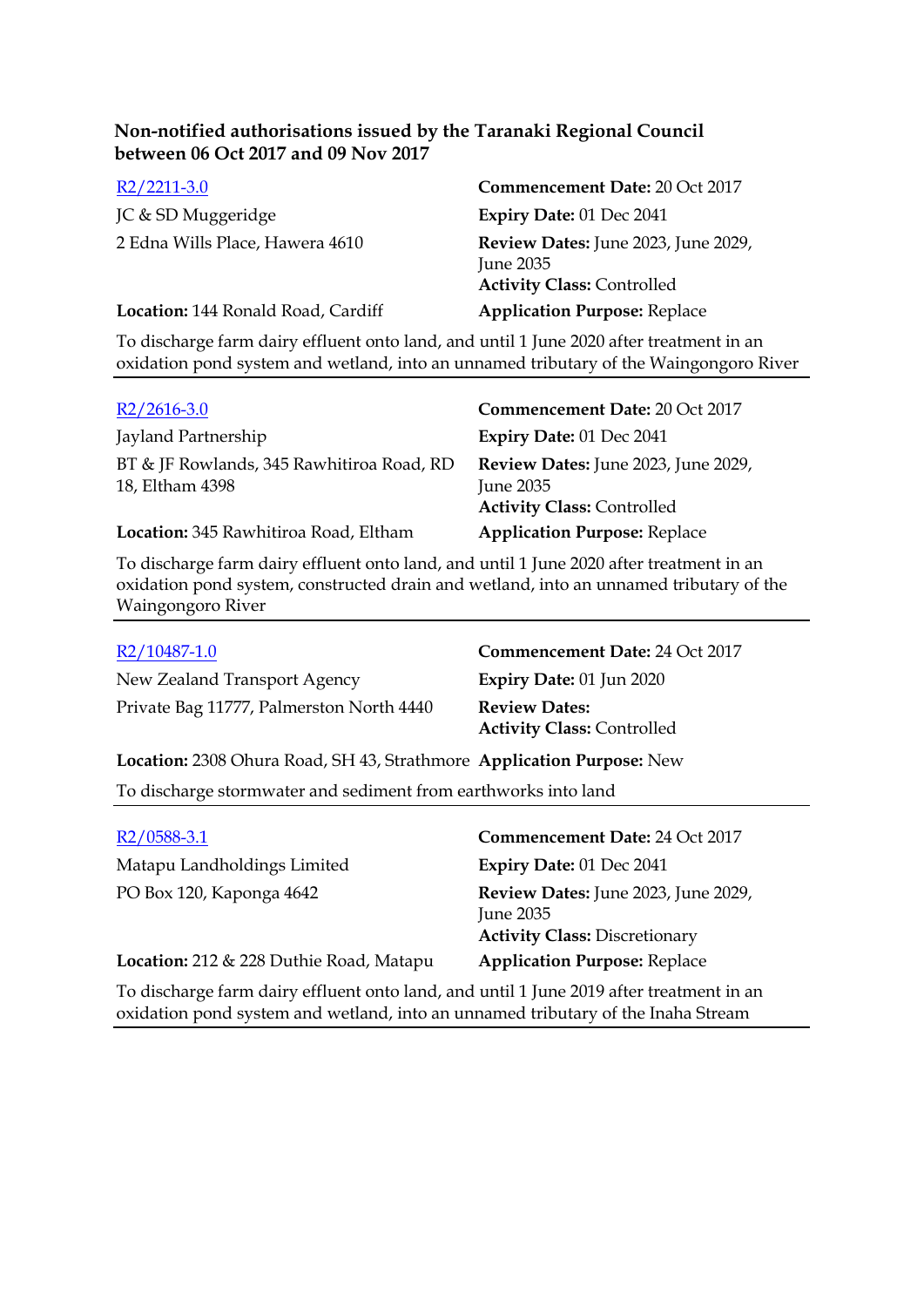### Non-notified authorisations issued by the Taranaki Regional Council between 06 Oct 2017 and 09 Nov 2017

[R2/2211-3.0](R2/2211-3.0)

JC & SD Muggeridge
2 Edna Wills Place, Hawera 4610

**Commencement Date:** 20 Oct 2017
**Expiry Date:** 01 Dec 2041
**Review Dates:** June 2023, June 2029, June 2035
**Activity Class:** Controlled

**Location:** 144 Ronald Road, Cardiff
**Application Purpose:** Replace

To discharge farm dairy effluent onto land, and until 1 June 2020 after treatment in an oxidation pond system and wetland, into an unnamed tributary of the Waingongoro River

---

[R2/2616-3.0](R2/2616-3.0)

Jayland Partnership
BT & JF Rowlands, 345 Rawhitiroa Road, RD 18, Eltham 4398

**Commencement Date:** 20 Oct 2017
**Expiry Date:** 01 Dec 2041
**Review Dates:** June 2023, June 2029, June 2035
**Activity Class:** Controlled

**Location:** 345 Rawhitiroa Road, Eltham
**Application Purpose:** Replace

To discharge farm dairy effluent onto land, and until 1 June 2020 after treatment in an oxidation pond system, constructed drain and wetland, into an unnamed tributary of the Waingongoro River

---

[R2/10487-1.0](R2/10487-1.0)

New Zealand Transport Agency
Private Bag 11777, Palmerston North 4440

**Commencement Date:** 24 Oct 2017
**Expiry Date:** 01 Jun 2020
**Review Dates:**
**Activity Class:** Controlled

**Location:** 2308 Ohura Road, SH 43, Strathmore
**Application Purpose:** New

To discharge stormwater and sediment from earthworks into land

---

[R2/0588-3.1](R2/0588-3.1)

Matapu Landholdings Limited
PO Box 120, Kaponga 4642

**Commencement Date:** 24 Oct 2017
**Expiry Date:** 01 Dec 2041
**Review Dates:** June 2023, June 2029, June 2035
**Activity Class:** Discretionary

**Location:** 212 & 228 Duthie Road, Matapu
**Application Purpose:** Replace

To discharge farm dairy effluent onto land, and until 1 June 2019 after treatment in an oxidation pond system and wetland, into an unnamed tributary of the Inaha Stream

---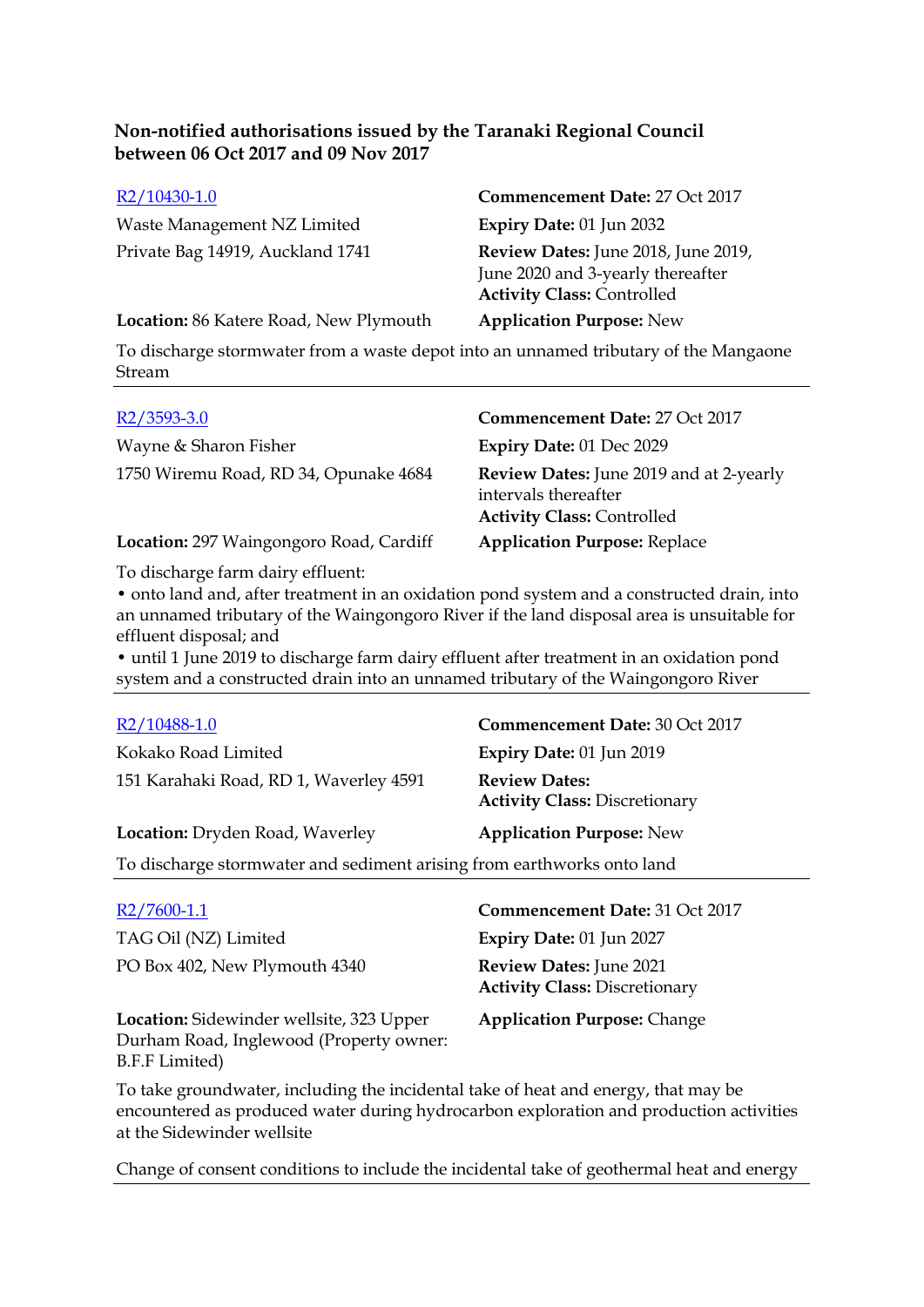**Non-notified authorisations issued by the Taranaki Regional Council between 06 Oct 2017 and 09 Nov 2017**

| | |
|---|---|
| R2/10430-1.0 | **Commencement Date:** 27 Oct 2017 |
| Waste Management NZ Limited | **Expiry Date:** 01 Jun 2032 |
| Private Bag 14919, Auckland 1741 | **Review Dates:** June 2018, June 2019, June 2020 and 3-yearly thereafter<br>**Activity Class:** Controlled |
| **Location:** 86 Katere Road, New Plymouth | **Application Purpose:** New |

To discharge stormwater from a waste depot into an unnamed tributary of the Mangaone Stream

---

| | |
|---|---|
| R2/3593-3.0 | **Commencement Date:** 27 Oct 2017 |
| Wayne & Sharon Fisher | **Expiry Date:** 01 Dec 2029 |
| 1750 Wiremu Road, RD 34, Opunake 4684 | **Review Dates:** June 2019 and at 2-yearly intervals thereafter<br>**Activity Class:** Controlled |
| **Location:** 297 Waingongoro Road, Cardiff | **Application Purpose:** Replace |

To discharge farm dairy effluent:

- onto land and, after treatment in an oxidation pond system and a constructed drain, into an unnamed tributary of the Waingongoro River if the land disposal area is unsuitable for effluent disposal; and
- until 1 June 2019 to discharge farm dairy effluent after treatment in an oxidation pond system and a constructed drain into an unnamed tributary of the Waingongoro River

---

| | |
|---|---|
| R2/10488-1.0 | **Commencement Date:** 30 Oct 2017 |
| Kokako Road Limited | **Expiry Date:** 01 Jun 2019 |
| 151 Karahaki Road, RD 1, Waverley 4591 | **Review Dates:**<br>**Activity Class:** Discretionary |
| **Location:** Dryden Road, Waverley | **Application Purpose:** New |

To discharge stormwater and sediment arising from earthworks onto land

---

| | |
|---|---|
| R2/7600-1.1 | **Commencement Date:** 31 Oct 2017 |
| TAG Oil (NZ) Limited | **Expiry Date:** 01 Jun 2027 |
| PO Box 402, New Plymouth 4340 | **Review Dates:** June 2021<br>**Activity Class:** Discretionary |
| **Location:** Sidewinder wellsite, 323 Upper Durham Road, Inglewood (Property owner: B.F.F Limited) | **Application Purpose:** Change |

To take groundwater, including the incidental take of heat and energy, that may be encountered as produced water during hydrocarbon exploration and production activities at the Sidewinder wellsite

Change of consent conditions to include the incidental take of geothermal heat and energy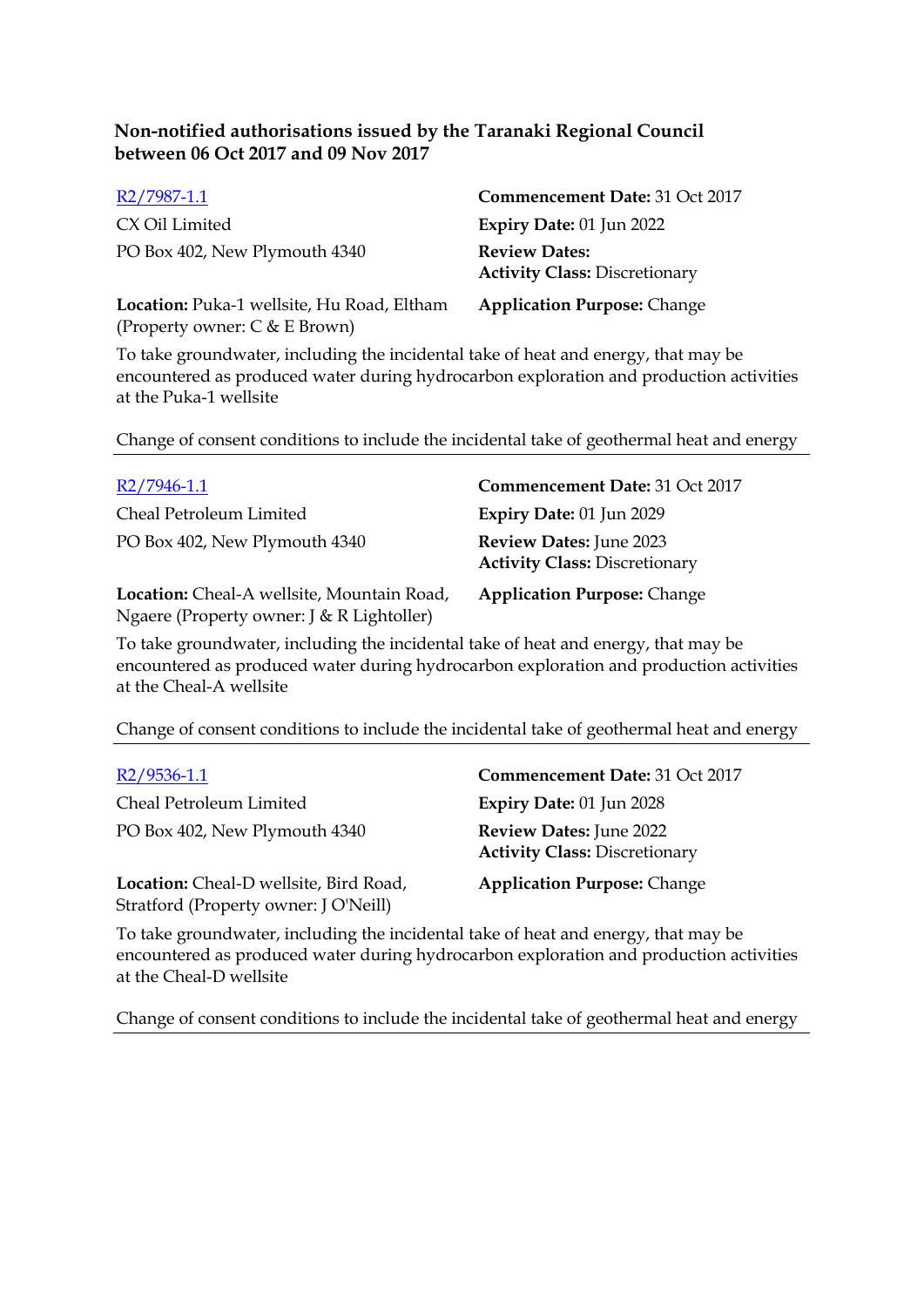**Non-notified authorisations issued by the Taranaki Regional Council between 06 Oct 2017 and 09 Nov 2017**

[R2/7987-1.1](R2/7987-1.1)

CX Oil Limited
PO Box 402, New Plymouth 4340

**Commencement Date:** 31 Oct 2017
**Expiry Date:** 01 Jun 2022
**Review Dates:**
**Activity Class:** Discretionary

**Location:** Puka-1 wellsite, Hu Road, Eltham (Property owner: C & E Brown)

**Application Purpose:** Change

To take groundwater, including the incidental take of heat and energy, that may be encountered as produced water during hydrocarbon exploration and production activities at the Puka-1 wellsite

Change of consent conditions to include the incidental take of geothermal heat and energy

---

[R2/7946-1.1](R2/7946-1.1)

Cheal Petroleum Limited
PO Box 402, New Plymouth 4340

**Commencement Date:** 31 Oct 2017
**Expiry Date:** 01 Jun 2029
**Review Dates:** June 2023
**Activity Class:** Discretionary

**Location:** Cheal-A wellsite, Mountain Road, Ngaere (Property owner: J & R Lightoller)

**Application Purpose:** Change

To take groundwater, including the incidental take of heat and energy, that may be encountered as produced water during hydrocarbon exploration and production activities at the Cheal-A wellsite

Change of consent conditions to include the incidental take of geothermal heat and energy

---

[R2/9536-1.1](R2/9536-1.1)

Cheal Petroleum Limited
PO Box 402, New Plymouth 4340

**Commencement Date:** 31 Oct 2017
**Expiry Date:** 01 Jun 2028
**Review Dates:** June 2022
**Activity Class:** Discretionary

**Location:** Cheal-D wellsite, Bird Road, Stratford (Property owner: J O'Neill)

**Application Purpose:** Change

To take groundwater, including the incidental take of heat and energy, that may be encountered as produced water during hydrocarbon exploration and production activities at the Cheal-D wellsite

Change of consent conditions to include the incidental take of geothermal heat and energy

---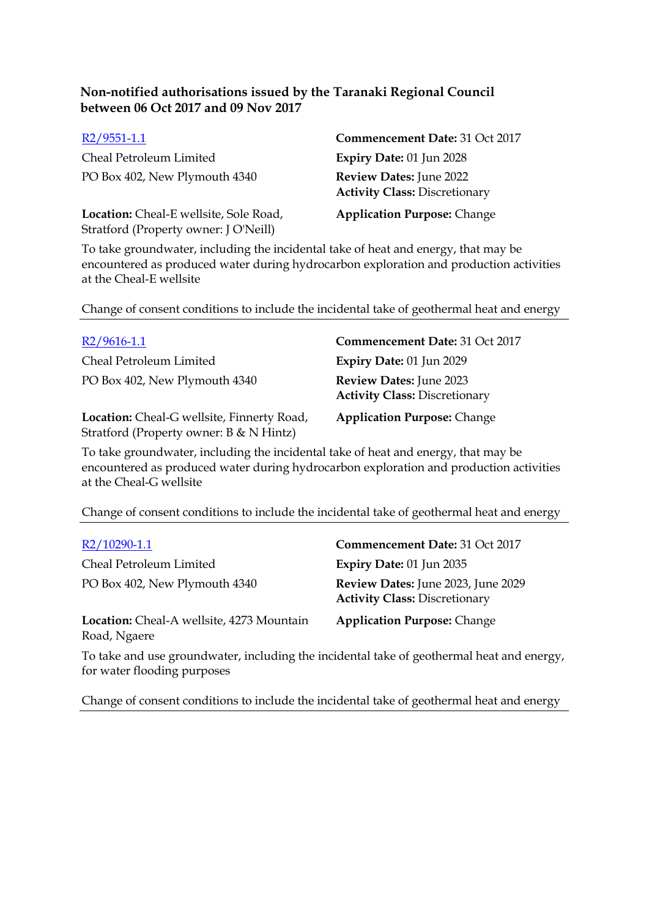**Non-notified authorisations issued by the Taranaki Regional Council between 06 Oct 2017 and 09 Nov 2017**

R2/9551-1.1

Cheal Petroleum Limited
PO Box 402, New Plymouth 4340

**Commencement Date:** 31 Oct 2017
**Expiry Date:** 01 Jun 2028
**Review Dates:** June 2022
**Activity Class:** Discretionary

**Location:** Cheal-E wellsite, Sole Road, Stratford (Property owner: J O'Neill)

**Application Purpose:** Change

To take groundwater, including the incidental take of heat and energy, that may be encountered as produced water during hydrocarbon exploration and production activities at the Cheal-E wellsite

Change of consent conditions to include the incidental take of geothermal heat and energy

---

R2/9616-1.1

Cheal Petroleum Limited
PO Box 402, New Plymouth 4340

**Commencement Date:** 31 Oct 2017
**Expiry Date:** 01 Jun 2029
**Review Dates:** June 2023
**Activity Class:** Discretionary

**Location:** Cheal-G wellsite, Finnerty Road, Stratford (Property owner: B & N Hintz)

**Application Purpose:** Change

To take groundwater, including the incidental take of heat and energy, that may be encountered as produced water during hydrocarbon exploration and production activities at the Cheal-G wellsite

Change of consent conditions to include the incidental take of geothermal heat and energy

---

R2/10290-1.1

Cheal Petroleum Limited
PO Box 402, New Plymouth 4340

**Commencement Date:** 31 Oct 2017
**Expiry Date:** 01 Jun 2035
**Review Dates:** June 2023, June 2029
**Activity Class:** Discretionary

**Location:** Cheal-A wellsite, 4273 Mountain Road, Ngaere

**Application Purpose:** Change

To take and use groundwater, including the incidental take of geothermal heat and energy, for water flooding purposes

Change of consent conditions to include the incidental take of geothermal heat and energy

---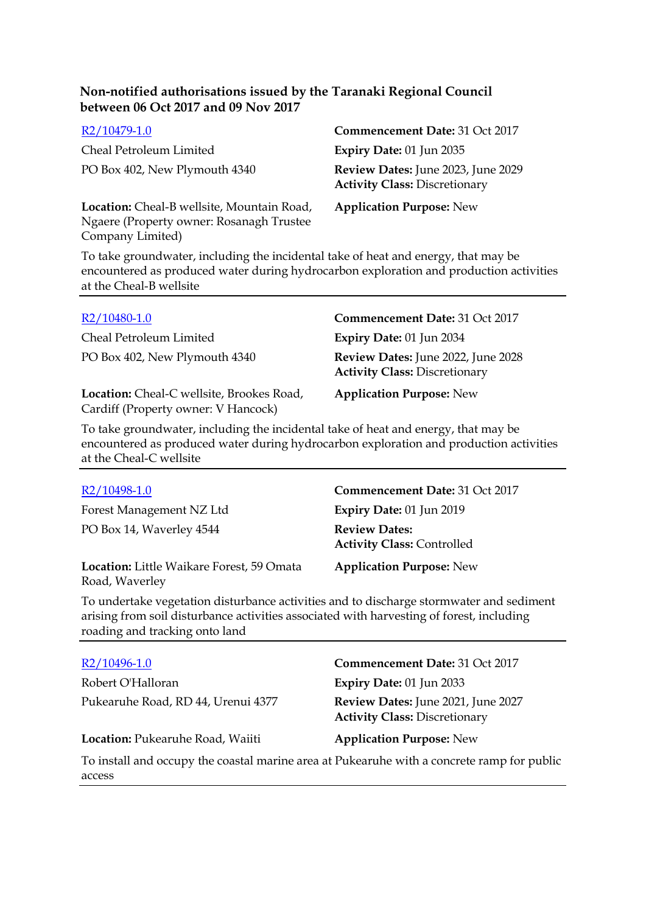**Non-notified authorisations issued by the Taranaki Regional Council between 06 Oct 2017 and 09 Nov 2017**

R2/10479-1.0

Cheal Petroleum Limited

PO Box 402, New Plymouth 4340

**Commencement Date:** 31 Oct 2017

**Expiry Date:** 01 Jun 2035

**Review Dates:** June 2023, June 2029

**Activity Class:** Discretionary

**Location:** Cheal-B wellsite, Mountain Road, Ngaere (Property owner: Rosanagh Trustee Company Limited)

**Application Purpose:** New

To take groundwater, including the incidental take of heat and energy, that may be encountered as produced water during hydrocarbon exploration and production activities at the Cheal-B wellsite

---

R2/10480-1.0

Cheal Petroleum Limited

PO Box 402, New Plymouth 4340

**Commencement Date:** 31 Oct 2017

**Expiry Date:** 01 Jun 2034

**Review Dates:** June 2022, June 2028

**Activity Class:** Discretionary

**Location:** Cheal-C wellsite, Brookes Road, Cardiff (Property owner: V Hancock)

**Application Purpose:** New

To take groundwater, including the incidental take of heat and energy, that may be encountered as produced water during hydrocarbon exploration and production activities at the Cheal-C wellsite

---

R2/10498-1.0

Forest Management NZ Ltd

PO Box 14, Waverley 4544

**Commencement Date:** 31 Oct 2017

**Expiry Date:** 01 Jun 2019

**Review Dates:**

**Activity Class:** Controlled

**Location:** Little Waikare Forest, 59 Omata Road, Waverley

**Application Purpose:** New

To undertake vegetation disturbance activities and to discharge stormwater and sediment arising from soil disturbance activities associated with harvesting of forest, including roading and tracking onto land

---

R2/10496-1.0

Robert O'Halloran

Pukearuhe Road, RD 44, Urenui 4377

**Commencement Date:** 31 Oct 2017

**Expiry Date:** 01 Jun 2033

**Review Dates:** June 2021, June 2027

**Activity Class:** Discretionary

**Location:** Pukearuhe Road, Waiiti

**Application Purpose:** New

To install and occupy the coastal marine area at Pukearuhe with a concrete ramp for public access

---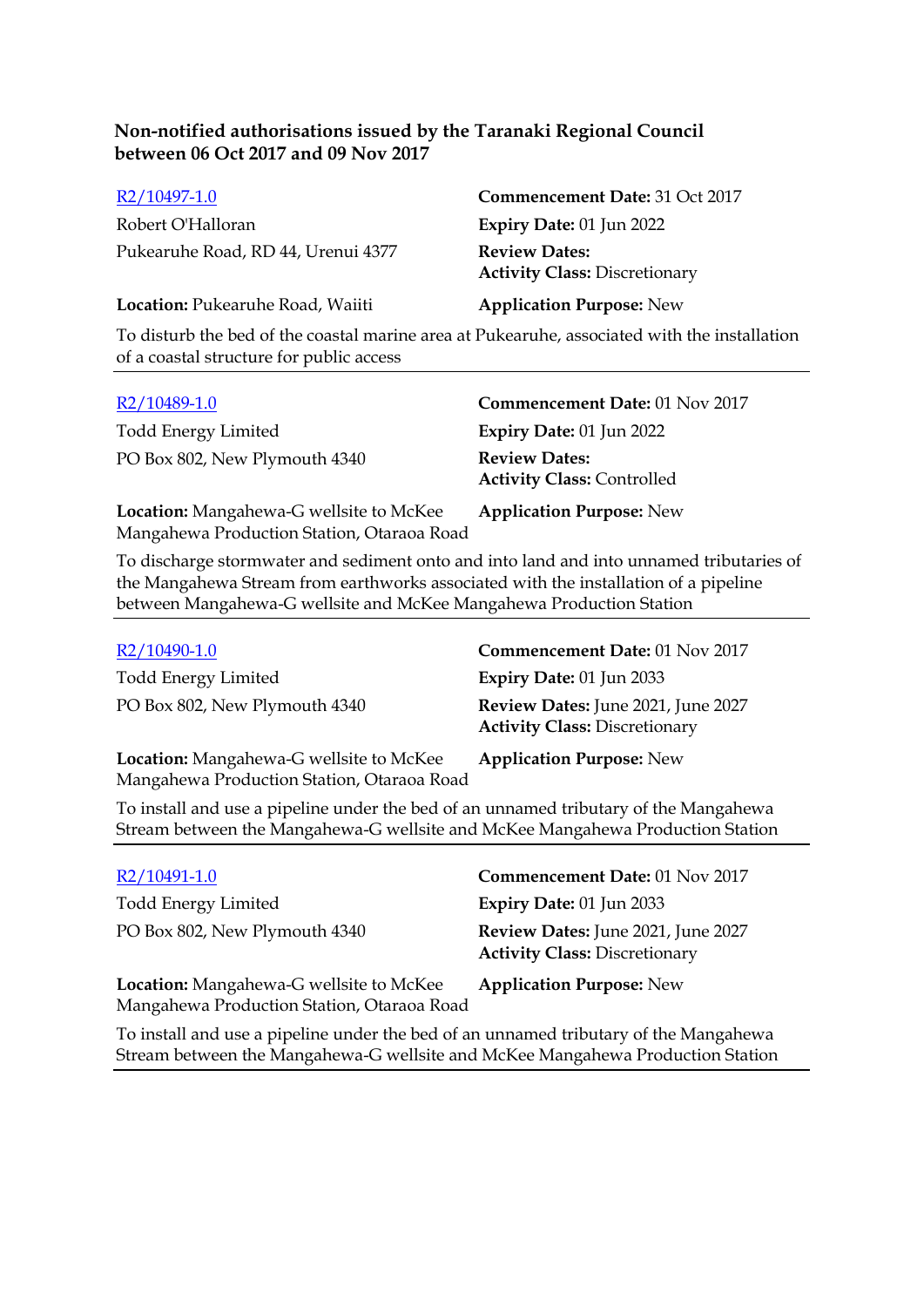**Non-notified authorisations issued by the Taranaki Regional Council between 06 Oct 2017 and 09 Nov 2017**

R2/10497-1.0
Robert O'Halloran
Pukearuhe Road, RD 44, Urenui 4377

**Commencement Date:** 31 Oct 2017
**Expiry Date:** 01 Jun 2022
**Review Dates:**
**Activity Class:** Discretionary

**Location:** Pukearuhe Road, Waiiti
**Application Purpose:** New

To disturb the bed of the coastal marine area at Pukearuhe, associated with the installation of a coastal structure for public access

---

R2/10489-1.0
Todd Energy Limited
PO Box 802, New Plymouth 4340

**Commencement Date:** 01 Nov 2017
**Expiry Date:** 01 Jun 2022
**Review Dates:**
**Activity Class:** Controlled

**Location:** Mangahewa-G wellsite to McKee Mangahewa Production Station, Otaraoa Road
**Application Purpose:** New

To discharge stormwater and sediment onto and into land and into unnamed tributaries of the Mangahewa Stream from earthworks associated with the installation of a pipeline between Mangahewa-G wellsite and McKee Mangahewa Production Station

---

R2/10490-1.0
Todd Energy Limited
PO Box 802, New Plymouth 4340

**Commencement Date:** 01 Nov 2017
**Expiry Date:** 01 Jun 2033
**Review Dates:** June 2021, June 2027
**Activity Class:** Discretionary

**Location:** Mangahewa-G wellsite to McKee Mangahewa Production Station, Otaraoa Road
**Application Purpose:** New

To install and use a pipeline under the bed of an unnamed tributary of the Mangahewa Stream between the Mangahewa-G wellsite and McKee Mangahewa Production Station

---

R2/10491-1.0
Todd Energy Limited
PO Box 802, New Plymouth 4340

**Commencement Date:** 01 Nov 2017
**Expiry Date:** 01 Jun 2033
**Review Dates:** June 2021, June 2027
**Activity Class:** Discretionary

**Location:** Mangahewa-G wellsite to McKee Mangahewa Production Station, Otaraoa Road
**Application Purpose:** New

To install and use a pipeline under the bed of an unnamed tributary of the Mangahewa Stream between the Mangahewa-G wellsite and McKee Mangahewa Production Station

---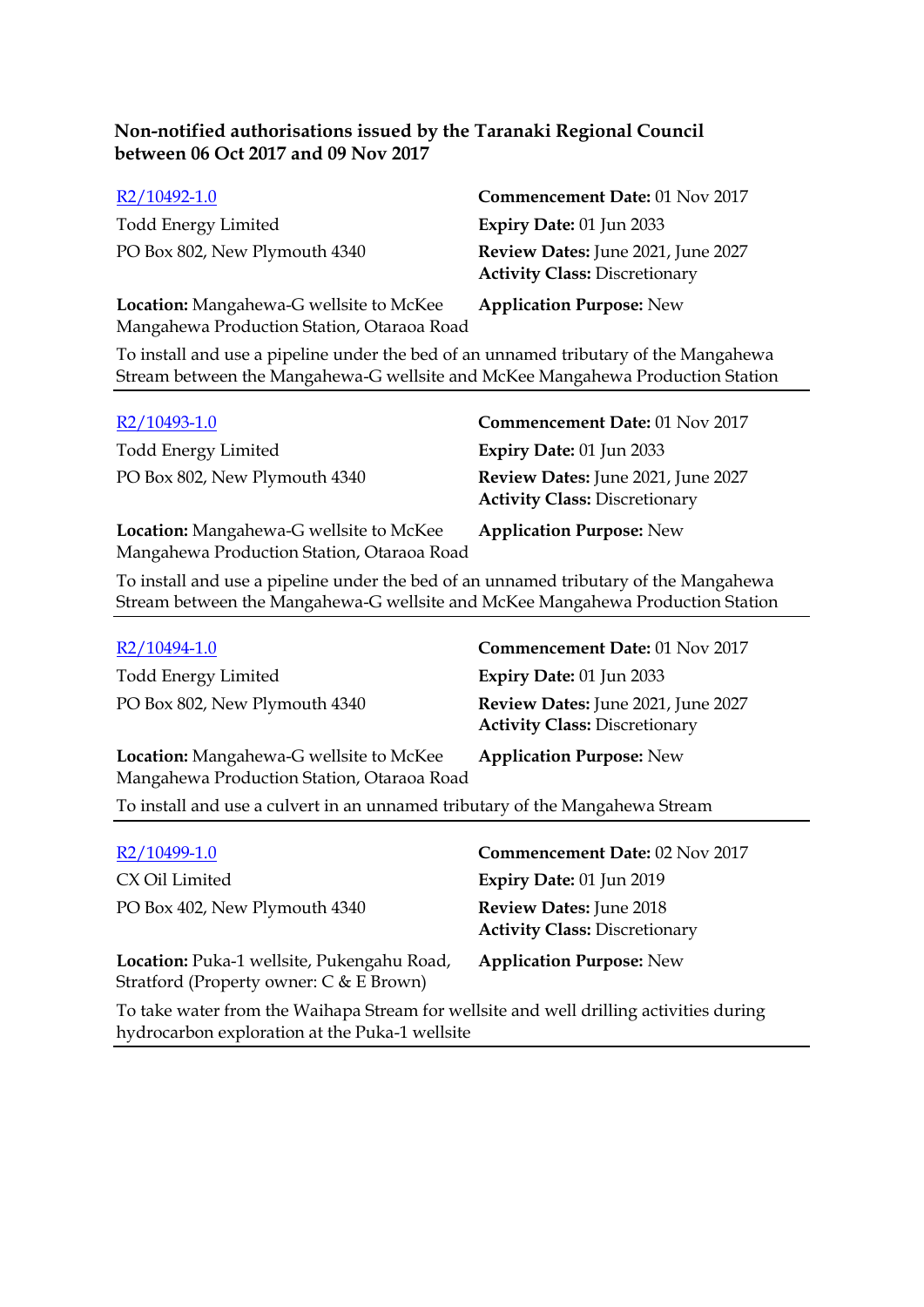**Non-notified authorisations issued by the Taranaki Regional Council between 06 Oct 2017 and 09 Nov 2017**

R2/10492-1.0
Todd Energy Limited
PO Box 802, New Plymouth 4340

**Commencement Date:** 01 Nov 2017
**Expiry Date:** 01 Jun 2033
**Review Dates:** June 2021, June 2027
**Activity Class:** Discretionary

**Location:** Mangahewa-G wellsite to McKee Mangahewa Production Station, Otaraoa Road
**Application Purpose:** New

To install and use a pipeline under the bed of an unnamed tributary of the Mangahewa Stream between the Mangahewa-G wellsite and McKee Mangahewa Production Station

---

R2/10493-1.0
Todd Energy Limited
PO Box 802, New Plymouth 4340

**Commencement Date:** 01 Nov 2017
**Expiry Date:** 01 Jun 2033
**Review Dates:** June 2021, June 2027
**Activity Class:** Discretionary

**Location:** Mangahewa-G wellsite to McKee Mangahewa Production Station, Otaraoa Road
**Application Purpose:** New

To install and use a pipeline under the bed of an unnamed tributary of the Mangahewa Stream between the Mangahewa-G wellsite and McKee Mangahewa Production Station

---

R2/10494-1.0
Todd Energy Limited
PO Box 802, New Plymouth 4340

**Commencement Date:** 01 Nov 2017
**Expiry Date:** 01 Jun 2033
**Review Dates:** June 2021, June 2027
**Activity Class:** Discretionary

**Location:** Mangahewa-G wellsite to McKee Mangahewa Production Station, Otaraoa Road
**Application Purpose:** New

To install and use a culvert in an unnamed tributary of the Mangahewa Stream

---

R2/10499-1.0
CX Oil Limited
PO Box 402, New Plymouth 4340

**Commencement Date:** 02 Nov 2017
**Expiry Date:** 01 Jun 2019
**Review Dates:** June 2018
**Activity Class:** Discretionary

**Location:** Puka-1 wellsite, Pukengahu Road, Stratford (Property owner: C & E Brown)
**Application Purpose:** New

To take water from the Waihapa Stream for wellsite and well drilling activities during hydrocarbon exploration at the Puka-1 wellsite

---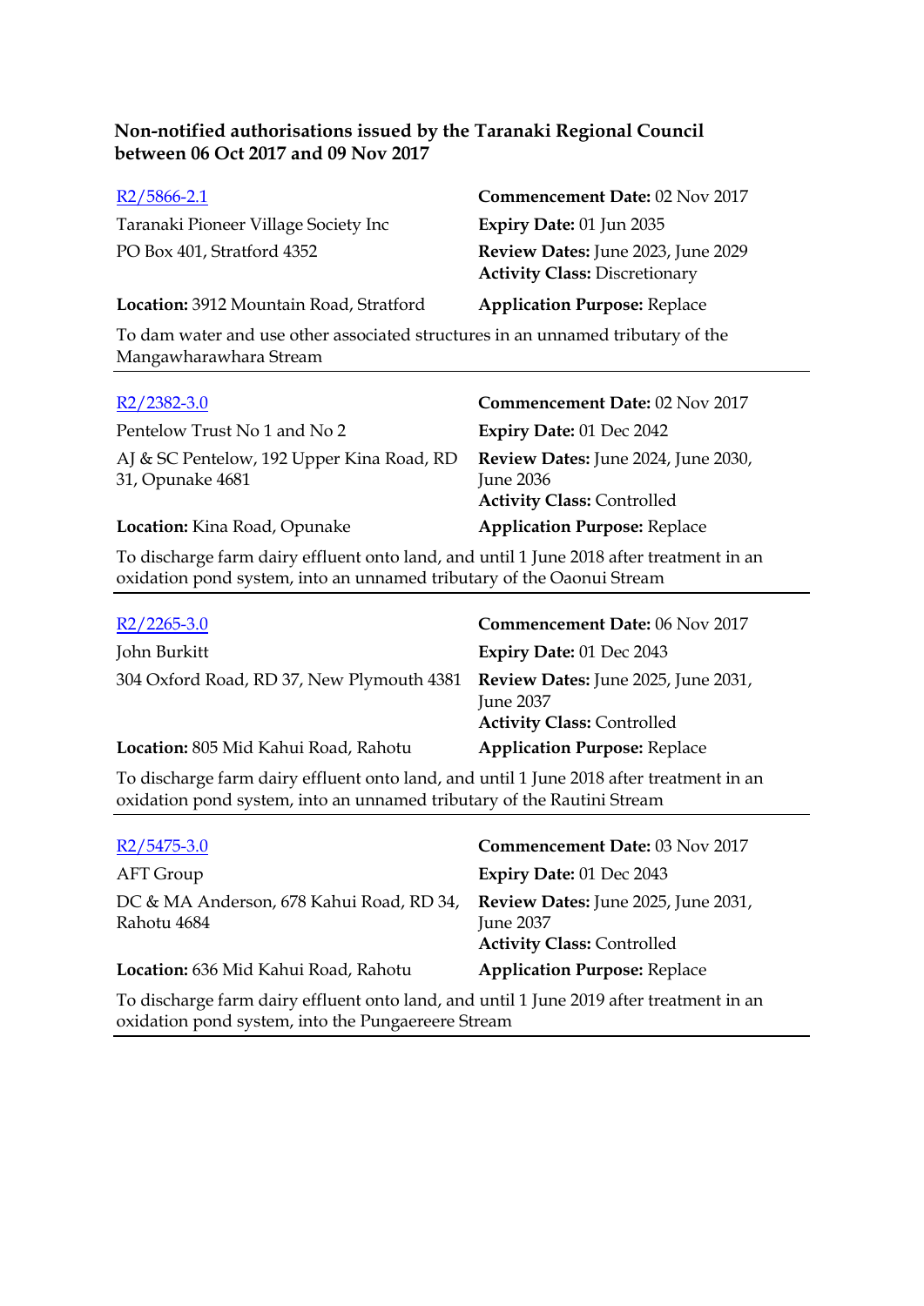**Non-notified authorisations issued by the Taranaki Regional Council between 06 Oct 2017 and 09 Nov 2017**

[R2/5866-2.1]

Taranaki Pioneer Village Society Inc

PO Box 401, Stratford 4352

**Commencement Date:** 02 Nov 2017

**Expiry Date:** 01 Jun 2035

**Review Dates:** June 2023, June 2029

**Activity Class:** Discretionary

**Location:** 3912 Mountain Road, Stratford

**Application Purpose:** Replace

To dam water and use other associated structures in an unnamed tributary of the Mangawharawhara Stream

---

[R2/2382-3.0]

Pentelow Trust No 1 and No 2

AJ & SC Pentelow, 192 Upper Kina Road, RD 31, Opunake 4681

**Commencement Date:** 02 Nov 2017

**Expiry Date:** 01 Dec 2042

**Review Dates:** June 2024, June 2030, June 2036

**Activity Class:** Controlled

**Location:** Kina Road, Opunake

**Application Purpose:** Replace

To discharge farm dairy effluent onto land, and until 1 June 2018 after treatment in an oxidation pond system, into an unnamed tributary of the Oaonui Stream

---

[R2/2265-3.0]

John Burkitt

304 Oxford Road, RD 37, New Plymouth 4381

**Commencement Date:** 06 Nov 2017

**Expiry Date:** 01 Dec 2043

**Review Dates:** June 2025, June 2031, June 2037

**Activity Class:** Controlled

**Location:** 805 Mid Kahui Road, Rahotu

**Application Purpose:** Replace

To discharge farm dairy effluent onto land, and until 1 June 2018 after treatment in an oxidation pond system, into an unnamed tributary of the Rautini Stream

---

[R2/5475-3.0]

AFT Group

DC & MA Anderson, 678 Kahui Road, RD 34, Rahotu 4684

**Commencement Date:** 03 Nov 2017

**Expiry Date:** 01 Dec 2043

**Review Dates:** June 2025, June 2031, June 2037

**Activity Class:** Controlled

**Location:** 636 Mid Kahui Road, Rahotu

**Application Purpose:** Replace

To discharge farm dairy effluent onto land, and until 1 June 2019 after treatment in an oxidation pond system, into the Pungaereere Stream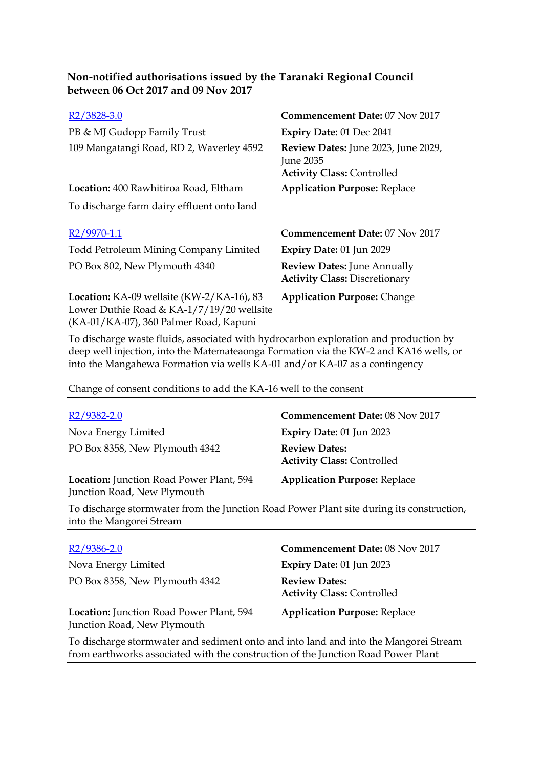**Non-notified authorisations issued by the Taranaki Regional Council between 06 Oct 2017 and 09 Nov 2017**

R2/3828-3.0

PB & MJ Gudopp Family Trust
109 Mangatangi Road, RD 2, Waverley 4592

**Commencement Date:** 07 Nov 2017
**Expiry Date:** 01 Dec 2041
**Review Dates:** June 2023, June 2029, June 2035
**Activity Class:** Controlled

**Location:** 400 Rawhitiroa Road, Eltham

**Application Purpose:** Replace

To discharge farm dairy effluent onto land

---

R2/9970-1.1

Todd Petroleum Mining Company Limited
PO Box 802, New Plymouth 4340

**Commencement Date:** 07 Nov 2017
**Expiry Date:** 01 Jun 2029
**Review Dates:** June Annually
**Activity Class:** Discretionary

**Location:** KA-09 wellsite (KW-2/KA-16), 83 Lower Duthie Road & KA-1/7/19/20 wellsite (KA-01/KA-07), 360 Palmer Road, Kapuni

**Application Purpose:** Change

To discharge waste fluids, associated with hydrocarbon exploration and production by deep well injection, into the Matemateaonga Formation via the KW-2 and KA16 wells, or into the Mangahewa Formation via wells KA-01 and/or KA-07 as a contingency

Change of consent conditions to add the KA-16 well to the consent

---

R2/9382-2.0

Nova Energy Limited
PO Box 8358, New Plymouth 4342

**Commencement Date:** 08 Nov 2017
**Expiry Date:** 01 Jun 2023
**Review Dates:**
**Activity Class:** Controlled

**Location:** Junction Road Power Plant, 594 Junction Road, New Plymouth

**Application Purpose:** Replace

To discharge stormwater from the Junction Road Power Plant site during its construction, into the Mangorei Stream

---

R2/9386-2.0

Nova Energy Limited
PO Box 8358, New Plymouth 4342

**Commencement Date:** 08 Nov 2017
**Expiry Date:** 01 Jun 2023
**Review Dates:**
**Activity Class:** Controlled

**Location:** Junction Road Power Plant, 594 Junction Road, New Plymouth

**Application Purpose:** Replace

To discharge stormwater and sediment onto and into land and into the Mangorei Stream from earthworks associated with the construction of the Junction Road Power Plant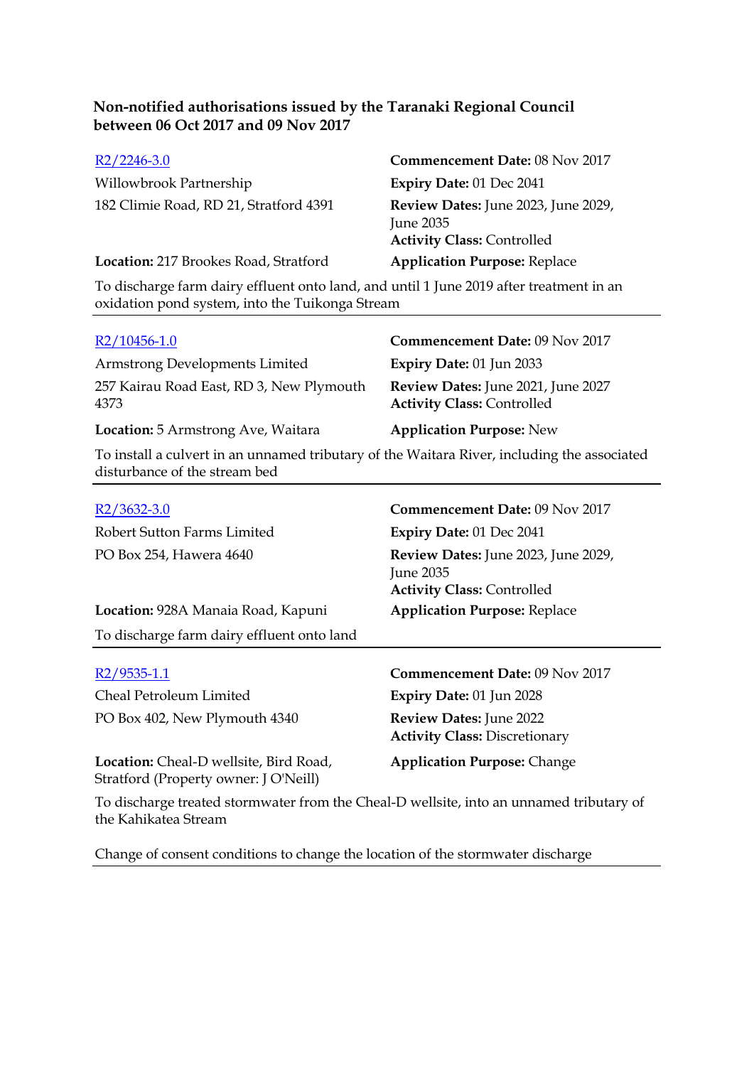**Non-notified authorisations issued by the Taranaki Regional Council between 06 Oct 2017 and 09 Nov 2017**

R2/2246-3.0
Willowbrook Partnership
182 Climie Road, RD 21, Stratford 4391

**Commencement Date:** 08 Nov 2017
**Expiry Date:** 01 Dec 2041
**Review Dates:** June 2023, June 2029, June 2035
**Activity Class:** Controlled

**Location:** 217 Brookes Road, Stratford
**Application Purpose:** Replace

To discharge farm dairy effluent onto land, and until 1 June 2019 after treatment in an oxidation pond system, into the Tuikonga Stream

---

R2/10456-1.0
Armstrong Developments Limited
257 Kairau Road East, RD 3, New Plymouth 4373

**Commencement Date:** 09 Nov 2017
**Expiry Date:** 01 Jun 2033
**Review Dates:** June 2021, June 2027
**Activity Class:** Controlled

**Location:** 5 Armstrong Ave, Waitara
**Application Purpose:** New

To install a culvert in an unnamed tributary of the Waitara River, including the associated disturbance of the stream bed

---

R2/3632-3.0
Robert Sutton Farms Limited
PO Box 254, Hawera 4640

**Commencement Date:** 09 Nov 2017
**Expiry Date:** 01 Dec 2041
**Review Dates:** June 2023, June 2029, June 2035
**Activity Class:** Controlled

**Location:** 928A Manaia Road, Kapuni
**Application Purpose:** Replace

To discharge farm dairy effluent onto land

---

R2/9535-1.1
Cheal Petroleum Limited
PO Box 402, New Plymouth 4340

**Commencement Date:** 09 Nov 2017
**Expiry Date:** 01 Jun 2028
**Review Dates:** June 2022
**Activity Class:** Discretionary

**Location:** Cheal-D wellsite, Bird Road, Stratford (Property owner: J O'Neill)
**Application Purpose:** Change

To discharge treated stormwater from the Cheal-D wellsite, into an unnamed tributary of the Kahikatea Stream

Change of consent conditions to change the location of the stormwater discharge

---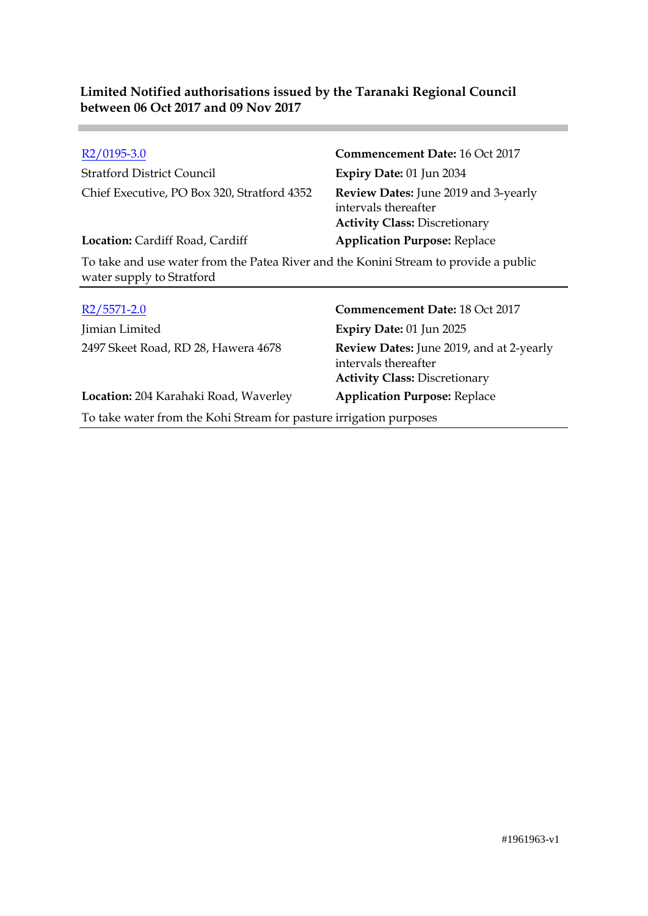**Limited Notified authorisations issued by the Taranaki Regional Council between 06 Oct 2017 and 09 Nov 2017**

| | |
|---|---|
| [R2/0195-3.0] | **Commencement Date:** 16 Oct 2017 |
| Stratford District Council | **Expiry Date:** 01 Jun 2034 |
| Chief Executive, PO Box 320, Stratford 4352 | **Review Dates:** June 2019 and 3-yearly intervals thereafter<br>**Activity Class:** Discretionary |
| **Location:** Cardiff Road, Cardiff | **Application Purpose:** Replace |

To take and use water from the Patea River and the Konini Stream to provide a public water supply to Stratford

---

| | |
|---|---|
| [R2/5571-2.0] | **Commencement Date:** 18 Oct 2017 |
| Jimian Limited | **Expiry Date:** 01 Jun 2025 |
| 2497 Skeet Road, RD 28, Hawera 4678 | **Review Dates:** June 2019, and at 2-yearly intervals thereafter<br>**Activity Class:** Discretionary |
| **Location:** 204 Karahaki Road, Waverley | **Application Purpose:** Replace |

To take water from the Kohi Stream for pasture irrigation purposes

---

#1961963-v1